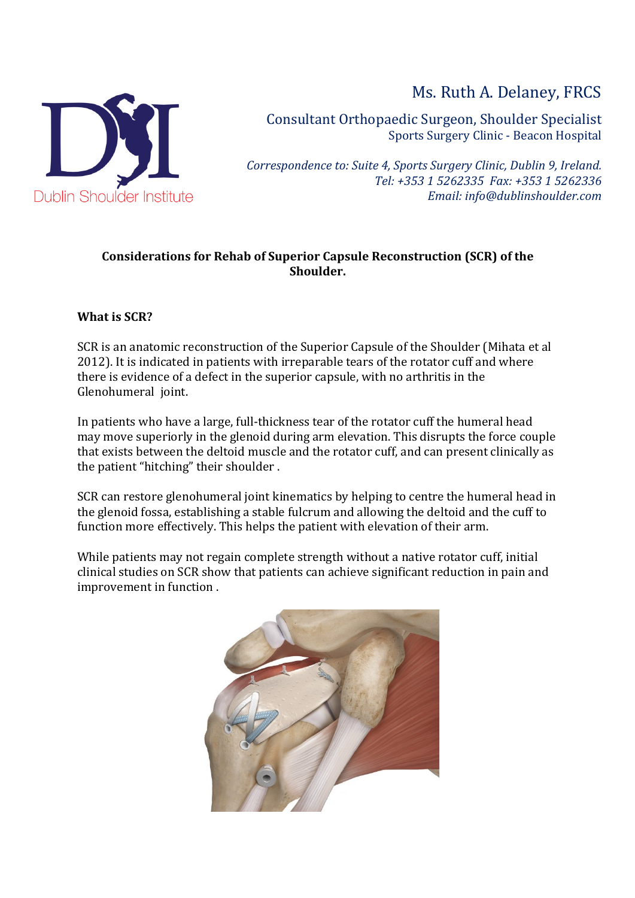Dublin Shoulder Institute

# Ms. Ruth A. Delaney, FRCS

Consultant Orthopaedic Surgeon, Shoulder Specialist
Sports Surgery Clinic - Beacon Hospital

*Correspondence to: Suite 4, Sports Surgery Clinic, Dublin 9, Ireland.*
*Tel: +353 1 5262335 Fax: +353 1 5262336*
*Email: info@dublinshoulder.com*

## Considerations for Rehab of Superior Capsule Reconstruction (SCR) of the Shoulder.

### What is SCR?

SCR is an anatomic reconstruction of the Superior Capsule of the Shoulder (Mihata et al 2012). It is indicated in patients with irreparable tears of the rotator cuff and where there is evidence of a defect in the superior capsule, with no arthritis in the Glenohumeral joint.

In patients who have a large, full-thickness tear of the rotator cuff the humeral head may move superiorly in the glenoid during arm elevation. This disrupts the force couple that exists between the deltoid muscle and the rotator cuff, and can present clinically as the patient "hitching" their shoulder .

SCR can restore glenohumeral joint kinematics by helping to centre the humeral head in the glenoid fossa, establishing a stable fulcrum and allowing the deltoid and the cuff to function more effectively. This helps the patient with elevation of their arm.

While patients may not regain complete strength without a native rotator cuff, initial clinical studies on SCR show that patients can achieve significant reduction in pain and improvement in function .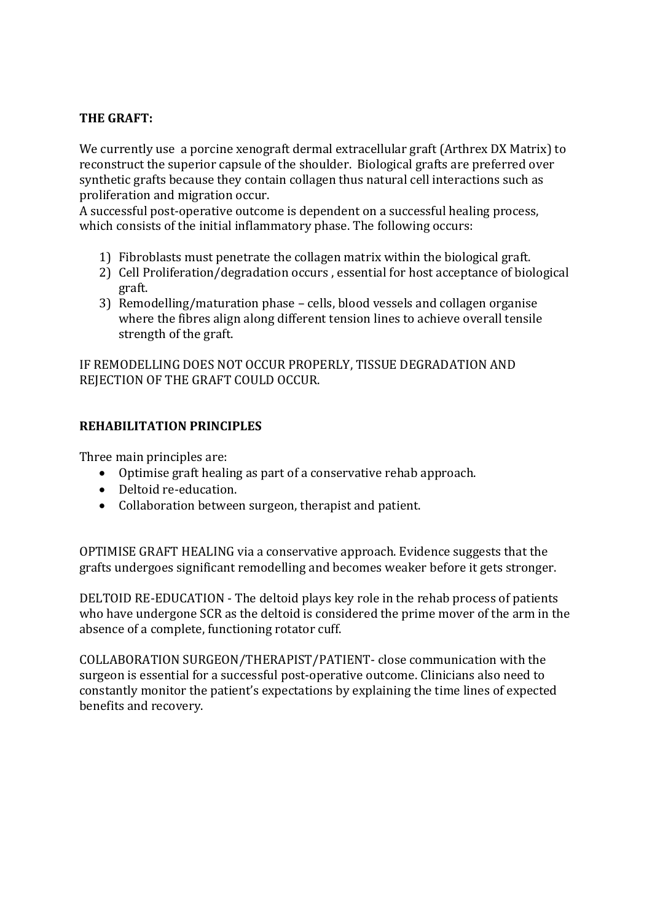**THE GRAFT:**

We currently use  a porcine xenograft dermal extracellular graft (Arthrex DX Matrix) to reconstruct the superior capsule of the shoulder.  Biological grafts are preferred over synthetic grafts because they contain collagen thus natural cell interactions such as proliferation and migration occur.
A successful post-operative outcome is dependent on a successful healing process, which consists of the initial inflammatory phase. The following occurs:

1) Fibroblasts must penetrate the collagen matrix within the biological graft.
2) Cell Proliferation/degradation occurs , essential for host acceptance of biological graft.
3) Remodelling/maturation phase – cells, blood vessels and collagen organise where the fibres align along different tension lines to achieve overall tensile strength of the graft.

IF REMODELLING DOES NOT OCCUR PROPERLY, TISSUE DEGRADATION AND REJECTION OF THE GRAFT COULD OCCUR.

**REHABILITATION PRINCIPLES**

Three main principles are:

- Optimise graft healing as part of a conservative rehab approach.
- Deltoid re-education.
- Collaboration between surgeon, therapist and patient.

OPTIMISE GRAFT HEALING via a conservative approach. Evidence suggests that the grafts undergoes significant remodelling and becomes weaker before it gets stronger.

DELTOID RE-EDUCATION - The deltoid plays key role in the rehab process of patients who have undergone SCR as the deltoid is considered the prime mover of the arm in the absence of a complete, functioning rotator cuff.

COLLABORATION SURGEON/THERAPIST/PATIENT- close communication with the surgeon is essential for a successful post-operative outcome. Clinicians also need to constantly monitor the patient's expectations by explaining the time lines of expected benefits and recovery.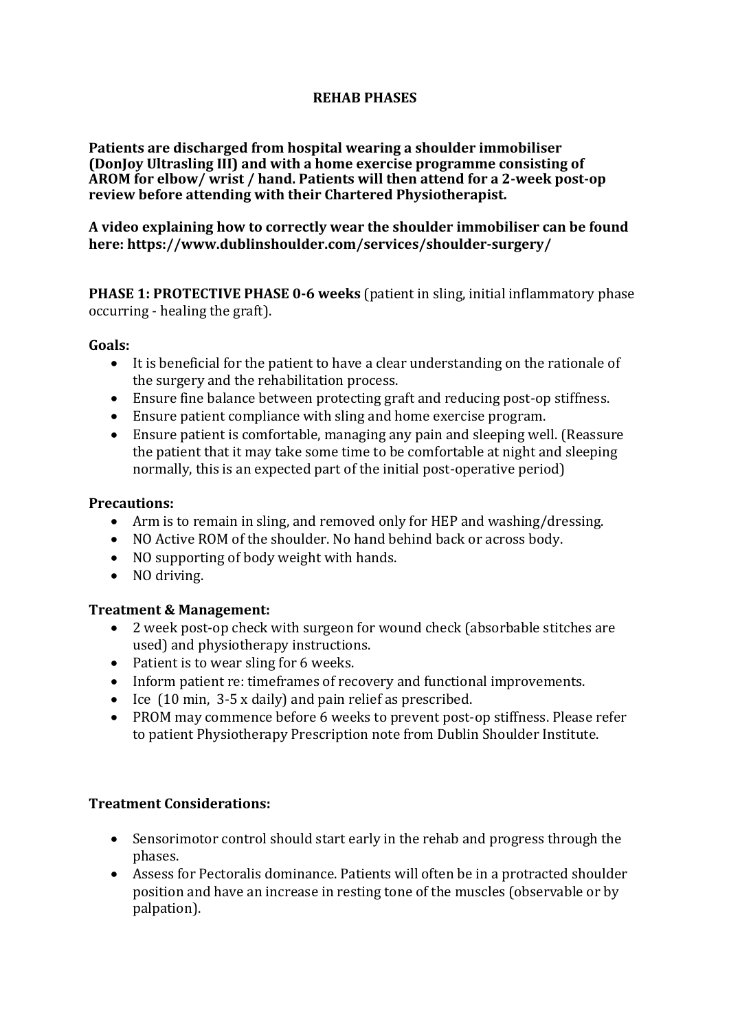## REHAB PHASES

**Patients are discharged from hospital wearing a shoulder immobiliser (DonJoy Ultrasling III) and with a home exercise programme consisting of AROM for elbow/ wrist / hand. Patients will then attend for a 2-week post-op review before attending with their Chartered Physiotherapist.**

**A video explaining how to correctly wear the shoulder immobiliser can be found here: https://www.dublinshoulder.com/services/shoulder-surgery/**

**PHASE 1: PROTECTIVE PHASE 0-6 weeks** (patient in sling, initial inflammatory phase occurring - healing the graft).

**Goals:**

- It is beneficial for the patient to have a clear understanding on the rationale of the surgery and the rehabilitation process.
- Ensure fine balance between protecting graft and reducing post-op stiffness.
- Ensure patient compliance with sling and home exercise program.
- Ensure patient is comfortable, managing any pain and sleeping well. (Reassure the patient that it may take some time to be comfortable at night and sleeping normally, this is an expected part of the initial post-operative period)

**Precautions:**

- Arm is to remain in sling, and removed only for HEP and washing/dressing.
- NO Active ROM of the shoulder. No hand behind back or across body.
- NO supporting of body weight with hands.
- NO driving.

**Treatment & Management:**

- 2 week post-op check with surgeon for wound check (absorbable stitches are used) and physiotherapy instructions.
- Patient is to wear sling for 6 weeks.
- Inform patient re: timeframes of recovery and functional improvements.
- Ice (10 min, 3-5 x daily) and pain relief as prescribed.
- PROM may commence before 6 weeks to prevent post-op stiffness. Please refer to patient Physiotherapy Prescription note from Dublin Shoulder Institute.

**Treatment Considerations:**

- Sensorimotor control should start early in the rehab and progress through the phases.
- Assess for Pectoralis dominance. Patients will often be in a protracted shoulder position and have an increase in resting tone of the muscles (observable or by palpation).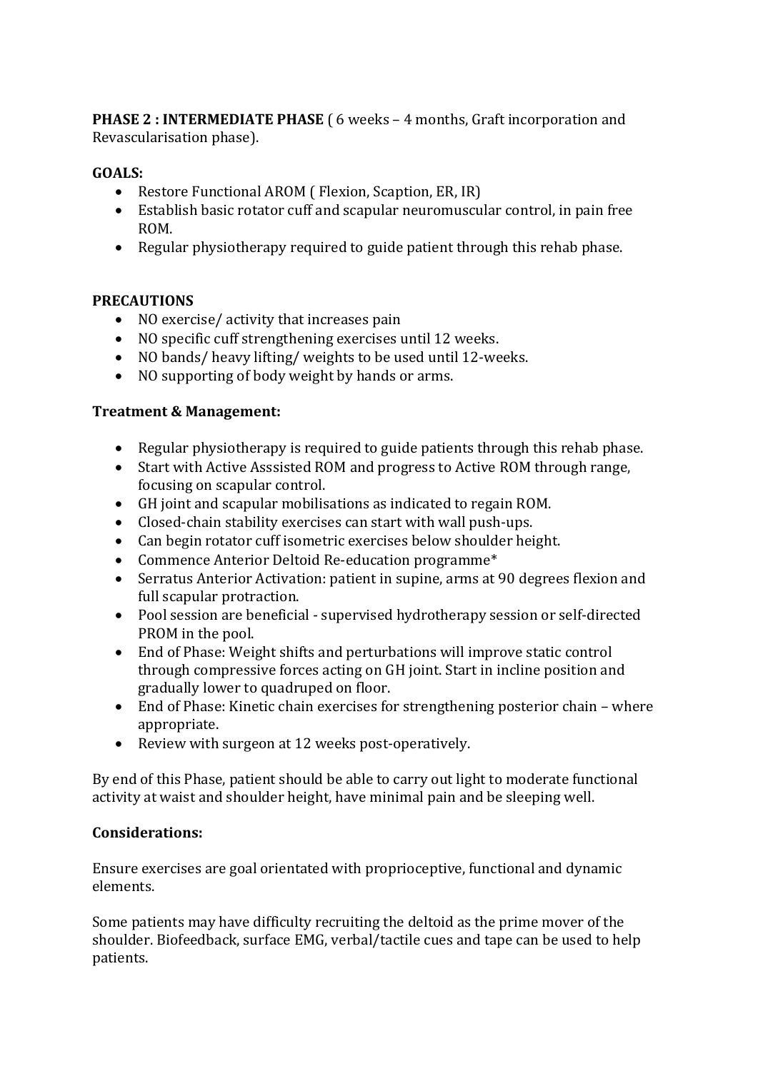**PHASE 2 : INTERMEDIATE PHASE** ( 6 weeks – 4 months, Graft incorporation and Revascularisation phase).

**GOALS:**

- Restore Functional AROM ( Flexion, Scaption, ER, IR)
- Establish basic rotator cuff and scapular neuromuscular control, in pain free ROM.
- Regular physiotherapy required to guide patient through this rehab phase.

**PRECAUTIONS**

- NO exercise/ activity that increases pain
- NO specific cuff strengthening exercises until 12 weeks.
- NO bands/ heavy lifting/ weights to be used until 12-weeks.
- NO supporting of body weight by hands or arms.

**Treatment & Management:**

- Regular physiotherapy is required to guide patients through this rehab phase.
- Start with Active Asssisted ROM and progress to Active ROM through range, focusing on scapular control.
- GH joint and scapular mobilisations as indicated to regain ROM.
- Closed-chain stability exercises can start with wall push-ups.
- Can begin rotator cuff isometric exercises below shoulder height.
- Commence Anterior Deltoid Re-education programme*
- Serratus Anterior Activation: patient in supine, arms at 90 degrees flexion and full scapular protraction.
- Pool session are beneficial - supervised hydrotherapy session or self-directed PROM in the pool.
- End of Phase: Weight shifts and perturbations will improve static control through compressive forces acting on GH joint. Start in incline position and gradually lower to quadruped on floor.
- End of Phase: Kinetic chain exercises for strengthening posterior chain – where appropriate.
- Review with surgeon at 12 weeks post-operatively.

By end of this Phase, patient should be able to carry out light to moderate functional activity at waist and shoulder height, have minimal pain and be sleeping well.

**Considerations:**

Ensure exercises are goal orientated with proprioceptive, functional and dynamic elements.

Some patients may have difficulty recruiting the deltoid as the prime mover of the shoulder. Biofeedback, surface EMG, verbal/tactile cues and tape can be used to help patients.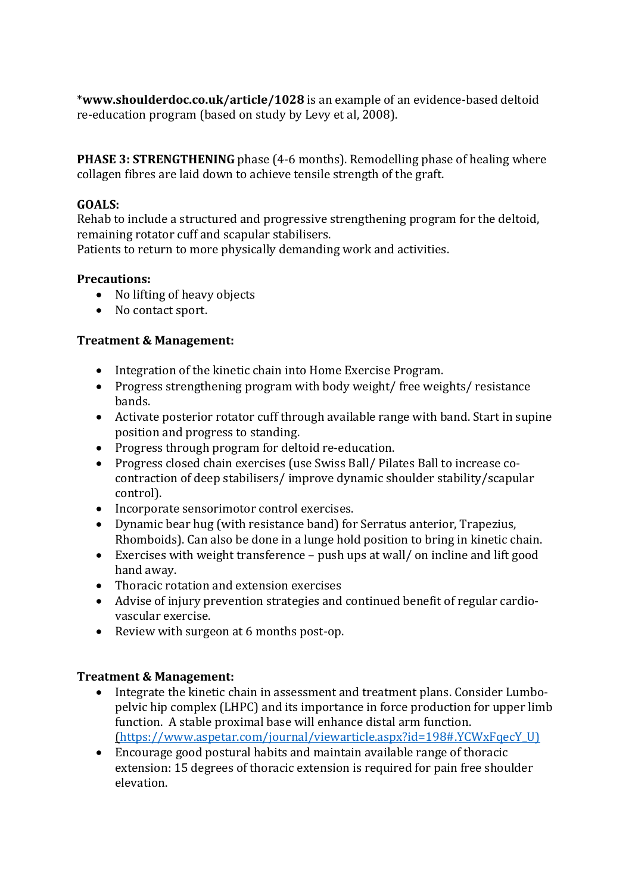***www.shoulderdoc.co.uk/article/1028** is an example of an evidence-based deltoid re-education program (based on study by Levy et al, 2008).

**PHASE 3: STRENGTHENING** phase (4-6 months). Remodelling phase of healing where collagen fibres are laid down to achieve tensile strength of the graft.

**GOALS:**
Rehab to include a structured and progressive strengthening program for the deltoid, remaining rotator cuff and scapular stabilisers.
Patients to return to more physically demanding work and activities.

**Precautions:**

- No lifting of heavy objects
- No contact sport.

**Treatment & Management:**

- Integration of the kinetic chain into Home Exercise Program.
- Progress strengthening program with body weight/ free weights/ resistance bands.
- Activate posterior rotator cuff through available range with band. Start in supine position and progress to standing.
- Progress through program for deltoid re-education.
- Progress closed chain exercises (use Swiss Ball/ Pilates Ball to increase co-contraction of deep stabilisers/ improve dynamic shoulder stability/scapular control).
- Incorporate sensorimotor control exercises.
- Dynamic bear hug (with resistance band) for Serratus anterior, Trapezius, Rhomboids). Can also be done in a lunge hold position to bring in kinetic chain.
- Exercises with weight transference – push ups at wall/ on incline and lift good hand away.
- Thoracic rotation and extension exercises
- Advise of injury prevention strategies and continued benefit of regular cardio-vascular exercise.
- Review with surgeon at 6 months post-op.

**Treatment & Management:**

- Integrate the kinetic chain in assessment and treatment plans. Consider Lumbo-pelvic hip complex (LHPC) and its importance in force production for upper limb function. A stable proximal base will enhance distal arm function. (https://www.aspetar.com/journal/viewarticle.aspx?id=198#.YCWxFqecY_U)
- Encourage good postural habits and maintain available range of thoracic extension: 15 degrees of thoracic extension is required for pain free shoulder elevation.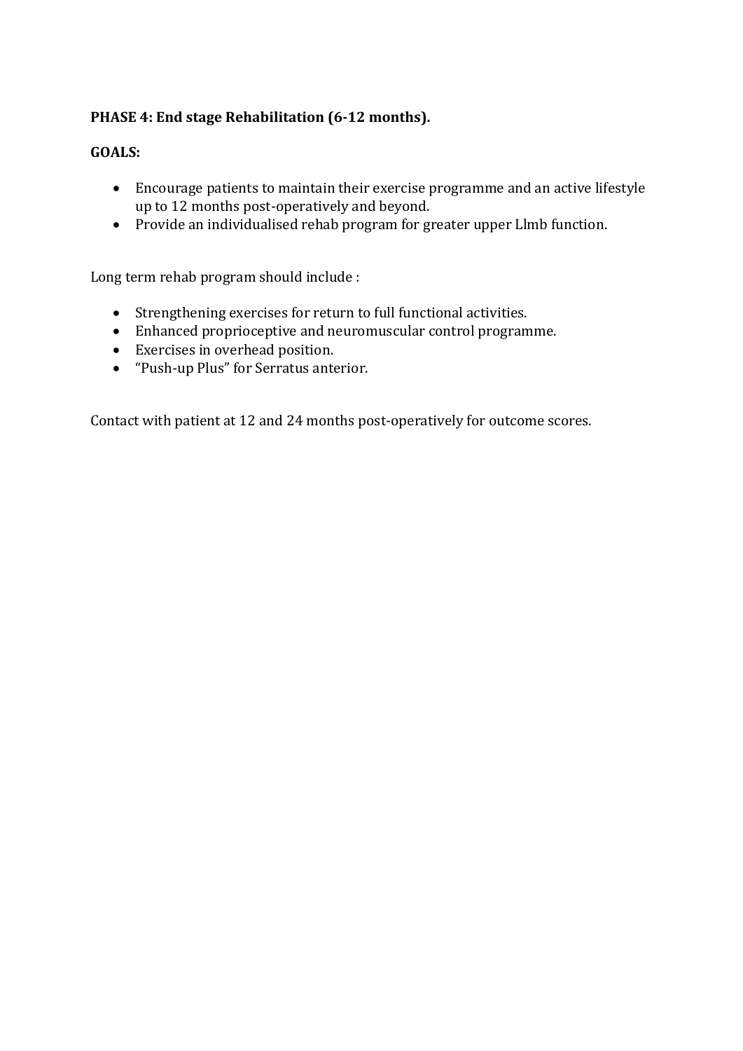**PHASE 4: End stage Rehabilitation (6-12 months).**

**GOALS:**

- Encourage patients to maintain their exercise programme and an active lifestyle up to 12 months post-operatively and beyond.
- Provide an individualised rehab program for greater upper Llmb function.

Long term rehab program should include :

- Strengthening exercises for return to full functional activities.
- Enhanced proprioceptive and neuromuscular control programme.
- Exercises in overhead position.
- "Push-up Plus" for Serratus anterior.

Contact with patient at 12 and 24 months post-operatively for outcome scores.